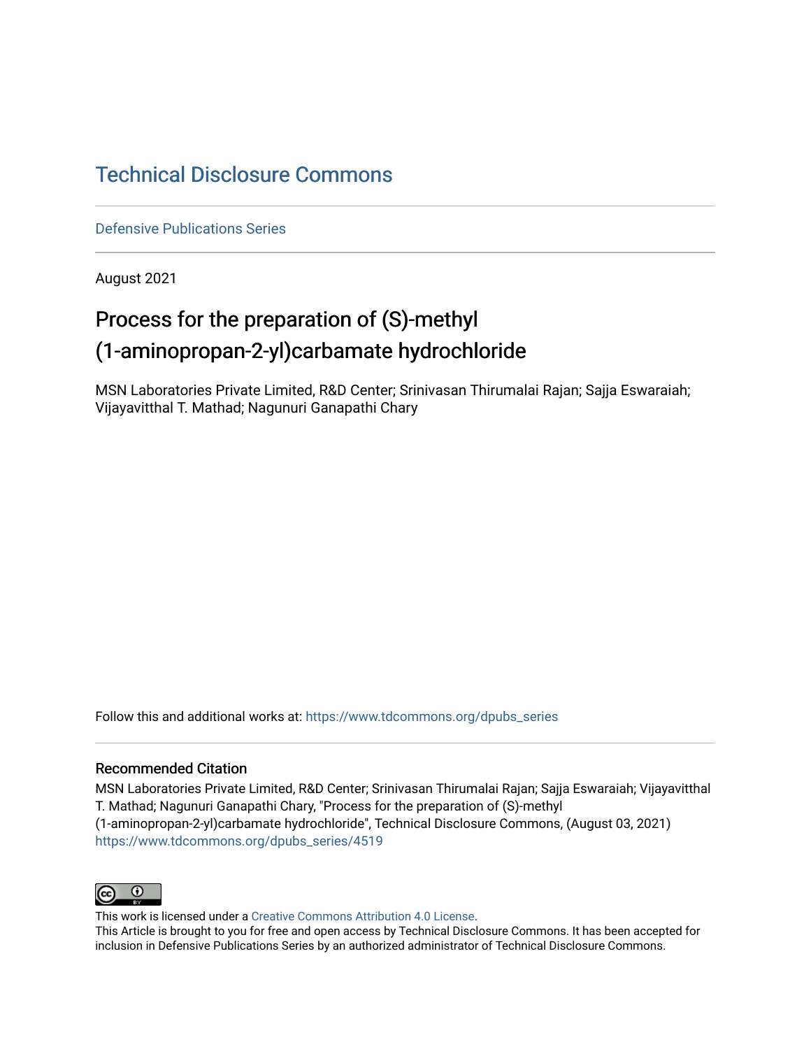# Technical Disclosure Commons

Defensive Publications Series

August 2021

## Process for the preparation of (S)-methyl (1-aminopropan-2-yl)carbamate hydrochloride

MSN Laboratories Private Limited, R&D Center; Srinivasan Thirumalai Rajan; Sajja Eswaraiah; Vijayavitthal T. Mathad; Nagunuri Ganapathi Chary

Follow this and additional works at: https://www.tdcommons.org/dpubs_series

### Recommended Citation

MSN Laboratories Private Limited, R&D Center; Srinivasan Thirumalai Rajan; Sajja Eswaraiah; Vijayavitthal T. Mathad; Nagunuri Ganapathi Chary, "Process for the preparation of (S)-methyl (1-aminopropan-2-yl)carbamate hydrochloride", Technical Disclosure Commons, (August 03, 2021) https://www.tdcommons.org/dpubs_series/4519

This work is licensed under a Creative Commons Attribution 4.0 License.

This Article is brought to you for free and open access by Technical Disclosure Commons. It has been accepted for inclusion in Defensive Publications Series by an authorized administrator of Technical Disclosure Commons.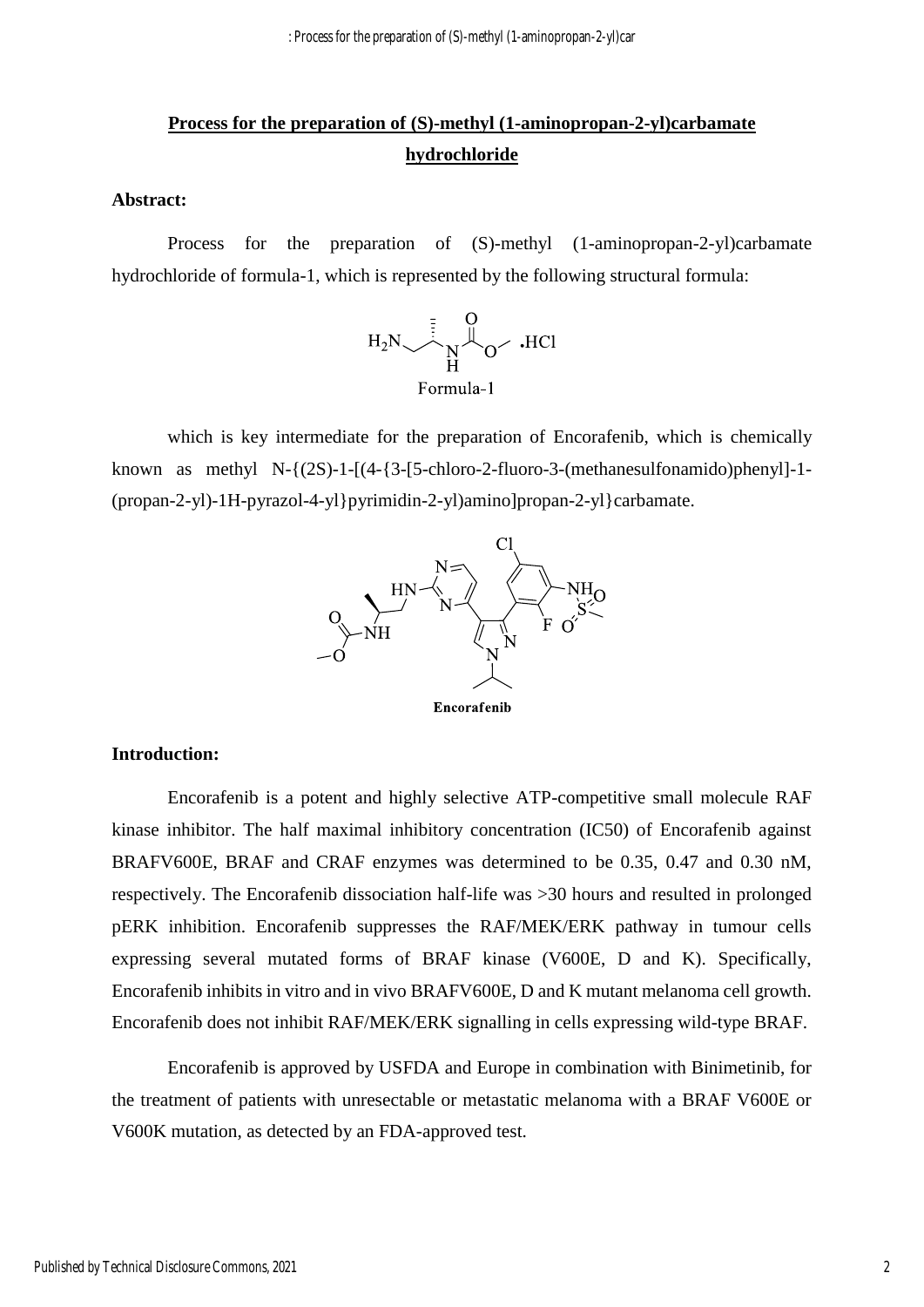## Process for the preparation of (S)-methyl (1-aminopropan-2-yl)carbamate hydrochloride

**Abstract:**

Process for the preparation of (S)-methyl (1-aminopropan-2-yl)carbamate hydrochloride of formula-1, which is represented by the following structural formula:

Formula-1

which is key intermediate for the preparation of Encorafenib, which is chemically known as methyl N-{(2S)-1-[(4-{3-[5-chloro-2-fluoro-3-(methanesulfonamido)phenyl]-1-(propan-2-yl)-1H-pyrazol-4-yl}pyrimidin-2-yl)amino]propan-2-yl}carbamate.

**Encorafenib**

**Introduction:**

Encorafenib is a potent and highly selective ATP-competitive small molecule RAF kinase inhibitor. The half maximal inhibitory concentration (IC50) of Encorafenib against BRAFV600E, BRAF and CRAF enzymes was determined to be 0.35, 0.47 and 0.30 nM, respectively. The Encorafenib dissociation half-life was >30 hours and resulted in prolonged pERK inhibition. Encorafenib suppresses the RAF/MEK/ERK pathway in tumour cells expressing several mutated forms of BRAF kinase (V600E, D and K). Specifically, Encorafenib inhibits in vitro and in vivo BRAFV600E, D and K mutant melanoma cell growth. Encorafenib does not inhibit RAF/MEK/ERK signalling in cells expressing wild-type BRAF.

Encorafenib is approved by USFDA and Europe in combination with Binimetinib, for the treatment of patients with unresectable or metastatic melanoma with a BRAF V600E or V600K mutation, as detected by an FDA-approved test.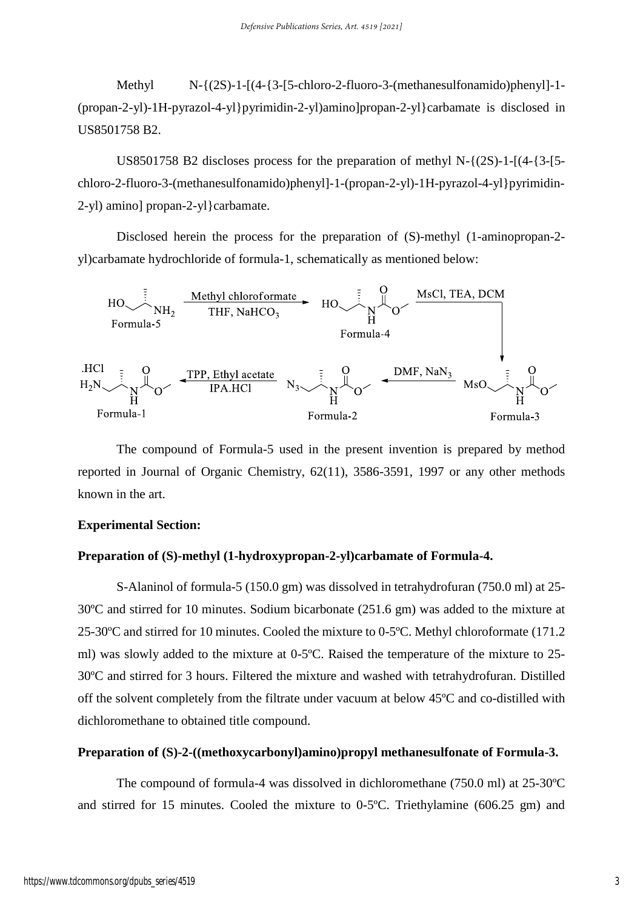Methyl N-{(2S)-1-[(4-{3-[5-chloro-2-fluoro-3-(methanesulfonamido)phenyl]-1-(propan-2-yl)-1H-pyrazol-4-yl}pyrimidin-2-yl)amino]propan-2-yl}carbamate is disclosed in US8501758 B2.

US8501758 B2 discloses process for the preparation of methyl N-{(2S)-1-[(4-{3-[5-chloro-2-fluoro-3-(methanesulfonamido)phenyl]-1-(propan-2-yl)-1H-pyrazol-4-yl}pyrimidin-2-yl) amino] propan-2-yl}carbamate.

Disclosed herein the process for the preparation of (S)-methyl (1-aminopropan-2-yl)carbamate hydrochloride of formula-1, schematically as mentioned below:

Formula-5 → (Methyl chloroformate, THF, $NaHCO_3$) → Formula-4 → (MsCl, TEA, DCM) → Formula-3 → (DMF, $NaN_3$) → Formula-2 → (TPP, Ethyl acetate, IPA.HCl) → Formula-1 (.HCl)

The compound of Formula-5 used in the present invention is prepared by method reported in Journal of Organic Chemistry, 62(11), 3586-3591, 1997 or any other methods known in the art.

**Experimental Section:**

**Preparation of (S)-methyl (1-hydroxypropan-2-yl)carbamate of Formula-4.**

S-Alaninol of formula-5 (150.0 gm) was dissolved in tetrahydrofuran (750.0 ml) at 25-30ºC and stirred for 10 minutes. Sodium bicarbonate (251.6 gm) was added to the mixture at 25-30ºC and stirred for 10 minutes. Cooled the mixture to 0-5ºC. Methyl chloroformate (171.2 ml) was slowly added to the mixture at 0-5ºC. Raised the temperature of the mixture to 25-30ºC and stirred for 3 hours. Filtered the mixture and washed with tetrahydrofuran. Distilled off the solvent completely from the filtrate under vacuum at below 45ºC and co-distilled with dichloromethane to obtained title compound.

**Preparation of (S)-2-((methoxycarbonyl)amino)propyl methanesulfonate of Formula-3.**

The compound of formula-4 was dissolved in dichloromethane (750.0 ml) at 25-30ºC and stirred for 15 minutes. Cooled the mixture to 0-5ºC. Triethylamine (606.25 gm) and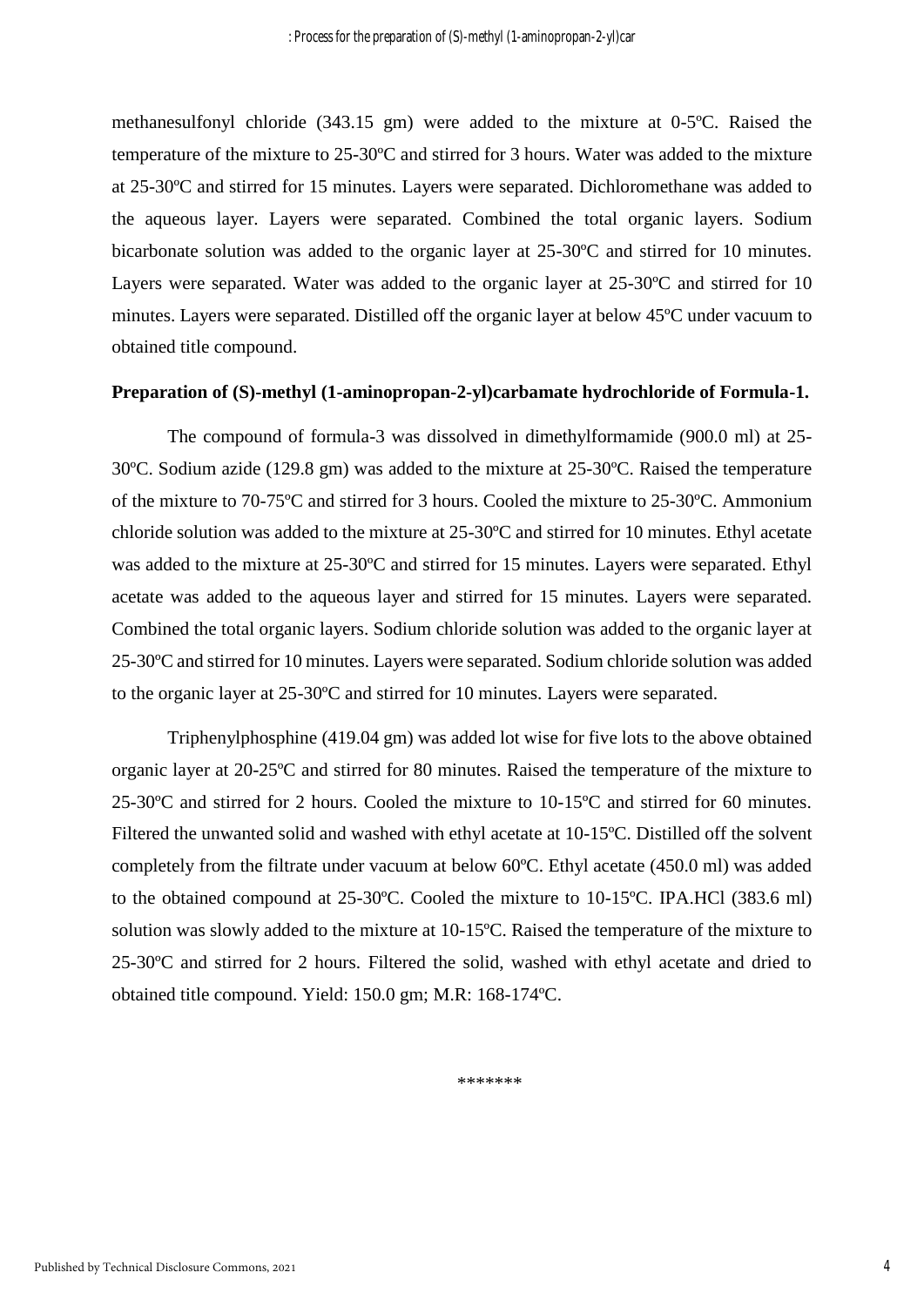methanesulfonyl chloride (343.15 gm) were added to the mixture at 0-5ºC. Raised the temperature of the mixture to 25-30ºC and stirred for 3 hours. Water was added to the mixture at 25-30ºC and stirred for 15 minutes. Layers were separated. Dichloromethane was added to the aqueous layer. Layers were separated. Combined the total organic layers. Sodium bicarbonate solution was added to the organic layer at 25-30ºC and stirred for 10 minutes. Layers were separated. Water was added to the organic layer at 25-30ºC and stirred for 10 minutes. Layers were separated. Distilled off the organic layer at below 45ºC under vacuum to obtained title compound.

**Preparation of (S)-methyl (1-aminopropan-2-yl)carbamate hydrochloride of Formula-1.**

The compound of formula-3 was dissolved in dimethylformamide (900.0 ml) at 25-30ºC. Sodium azide (129.8 gm) was added to the mixture at 25-30ºC. Raised the temperature of the mixture to 70-75ºC and stirred for 3 hours. Cooled the mixture to 25-30ºC. Ammonium chloride solution was added to the mixture at 25-30ºC and stirred for 10 minutes. Ethyl acetate was added to the mixture at 25-30ºC and stirred for 15 minutes. Layers were separated. Ethyl acetate was added to the aqueous layer and stirred for 15 minutes. Layers were separated. Combined the total organic layers. Sodium chloride solution was added to the organic layer at 25-30ºC and stirred for 10 minutes. Layers were separated. Sodium chloride solution was added to the organic layer at 25-30ºC and stirred for 10 minutes. Layers were separated.

Triphenylphosphine (419.04 gm) was added lot wise for five lots to the above obtained organic layer at 20-25ºC and stirred for 80 minutes. Raised the temperature of the mixture to 25-30ºC and stirred for 2 hours. Cooled the mixture to 10-15ºC and stirred for 60 minutes. Filtered the unwanted solid and washed with ethyl acetate at 10-15ºC. Distilled off the solvent completely from the filtrate under vacuum at below 60ºC. Ethyl acetate (450.0 ml) was added to the obtained compound at 25-30ºC. Cooled the mixture to 10-15ºC. IPA.HCl (383.6 ml) solution was slowly added to the mixture at 10-15ºC. Raised the temperature of the mixture to 25-30ºC and stirred for 2 hours. Filtered the solid, washed with ethyl acetate and dried to obtained title compound. Yield: 150.0 gm; M.R: 168-174ºC.

*******